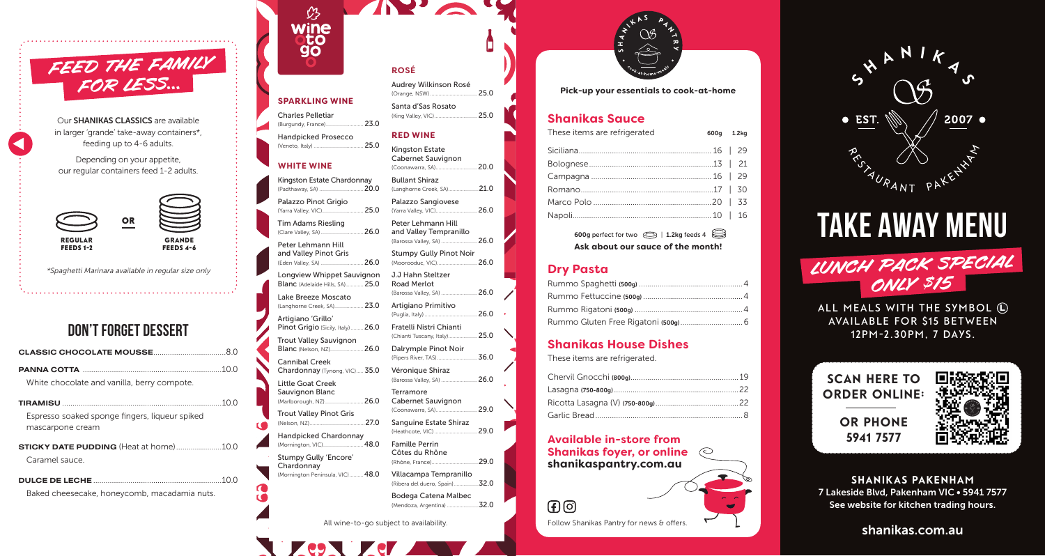# FEED THE FAMILY FOR LESS...

Our **SHANIKAS CLASSICS** are available in larger 'grande' take-away containers*, feeding up to 4-6 adults.

Depending on your appetite, our regular containers feed 1-2 adults.

**REGULAR** FEEDS 1-2 **OR** **GRANDE** FEEDS 4-6

*\*Spaghetti Marinara available in regular size only*

## DON'T FORGET DESSERT

**CLASSIC CHOCOLATE MOUSSE** ........ 8.0

**PANNA COTTA** ........ 10.0
White chocolate and vanilla, berry compote.

**TIRAMISU** ........ 10.0
Espresso soaked sponge fingers, liqueur spiked mascarpone cream

**STICKY DATE PUDDING** (Heat at home) ........ 10.0
Caramel sauce.

**DULCE DE LECHE** ........ 10.0
Baked cheesecake, honeycomb, macadamia nuts.

# wine to go

## SPARKLING WINE

- Charles Pelletiar (Burgundy, France) ........ 23.0
- Handpicked Prosecco (Veneto, Italy) ........ 25.0

## WHITE WINE

- Kingston Estate Chardonnay (Padthaway, SA) ........ 20.0
- Palazzo Pinot Grigio (Yarra Valley, VIC) ........ 25.0
- Tim Adams Riesling (Clare Valley, SA) ........ 26.0
- Peter Lehmann Hill and Valley Pinot Gris (Eden Valley, SA) ........ 26.0
- Longview Whippet Sauvignon Blanc (Adelaide Hills, SA) ........ 25.0
- Lake Breeze Moscato (Langhorne Creek, SA) ........ 23.0
- Artigiano 'Grillo' Pinot Grigio (Sicily, Italy) ........ 26.0
- Trout Valley Sauvignon Blanc (Nelson, NZ) ........ 26.0
- Cannibal Creek Chardonnay (Tynong, VIC) ........ 35.0
- Little Goat Creek Sauvignon Blanc (Marlborough, NZ) ........ 26.0
- Trout Valley Pinot Gris (Nelson, NZ) ........ 27.0
- Handpicked Chardonnay (Mornington, VIC) ........ 48.0
- Stumpy Gully 'Encore' Chardonnay (Mornington Peninsula, VIC) ........ 48.0

## ROSÉ

- Audrey Wilkinson Rosé (Orange, NSW) ........ 25.0
- Santa d'Sas Rosato (King Valley, VIC) ........ 25.0

## RED WINE

- Kingston Estate Cabernet Sauvignon (Coonawarra, SA) ........ 20.0
- Bullant Shiraz (Langhorne Creek, SA) ........ 21.0
- Palazzo Sangiovese (Yarra Valley, VIC) ........ 26.0
- Peter Lehmann Hill and Valley Tempranillo (Barossa Valley, SA) ........ 26.0
- Stumpy Gully Pinot Noir (Moorooduc, VIC) ........ 26.0
- J.J Hahn Steltzer Road Merlot (Barossa Valley, SA) ........ 26.0
- Artigiano Primitivo (Puglia, Italy) ........ 26.0
- Fratelli Nistri Chianti (Chianti Tuscany, Italy) ........ 25.0
- Dalrymple Pinot Noir (Pipers River, TAS) ........ 36.0
- Véronique Shiraz (Barossa Valley, SA) ........ 26.0
- Terramore Cabernet Sauvignon (Coonawarra, SA) ........ 29.0
- Sanguine Estate Shiraz (Heathcote, VIC) ........ 29.0
- Famille Perrin Côtes du Rhône (Rhône, France) ........ 29.0
- Villacampa Tempranillo (Ribera del duero, Spain) ........ 32.0
- Bodega Catena Malbec (Mendoza, Argentina) ........ 32.0

All wine-to-go subject to availability.

# SHANIKAS PANTRY

**Pick-up your essentials to cook-at-home**

## Shanikas Sauce

These items are refrigerated

| | 600g | 1.2kg |
|---|---|---|
| Siciliana | 16 | 29 |
| Bolognese | 13 | 21 |
| Campagna | 16 | 29 |
| Romano | 17 | 30 |
| Marco Polo | 20 | 33 |
| Napoli | 10 | 16 |

**600g** perfect for two | **1.2kg** feeds 4

**Ask about our sauce of the month!**

## Dry Pasta

- Rummo Spaghetti (500g) ........ 4
- Rummo Fettuccine (500g) ........ 4
- Rummo Rigatoni (500g) ........ 4
- Rummo Gluten Free Rigatoni (500g) ........ 6

## Shanikas House Dishes

These items are refrigerated.

- Chervil Gnocchi (800g) ........ 19
- Lasagna (750-800g) ........ 22
- Ricotta Lasagna (V) (750-800g) ........ 22
- Garlic Bread ........ 8

**Available in-store from Shanikas foyer, or online**
**shanikaspantry.com.au**

Follow Shanikas Pantry for news & offers.

# SHANIKAS

EST. 2007 RESTAURANT PAKENHAM

# TAKE AWAY MENU

## LUNCH PACK SPECIAL ONLY $15

ALL MEALS WITH THE SYMBOL (L) AVAILABLE FOR $15 BETWEEN 12PM-2.30PM, 7 DAYS.

**SCAN HERE TO ORDER ONLINE:**

**OR PHONE 5941 7577**

**SHANIKAS PAKENHAM**
7 Lakeside Blvd, Pakenham VIC • 5941 7577
See website for kitchen trading hours.

shanikas.com.au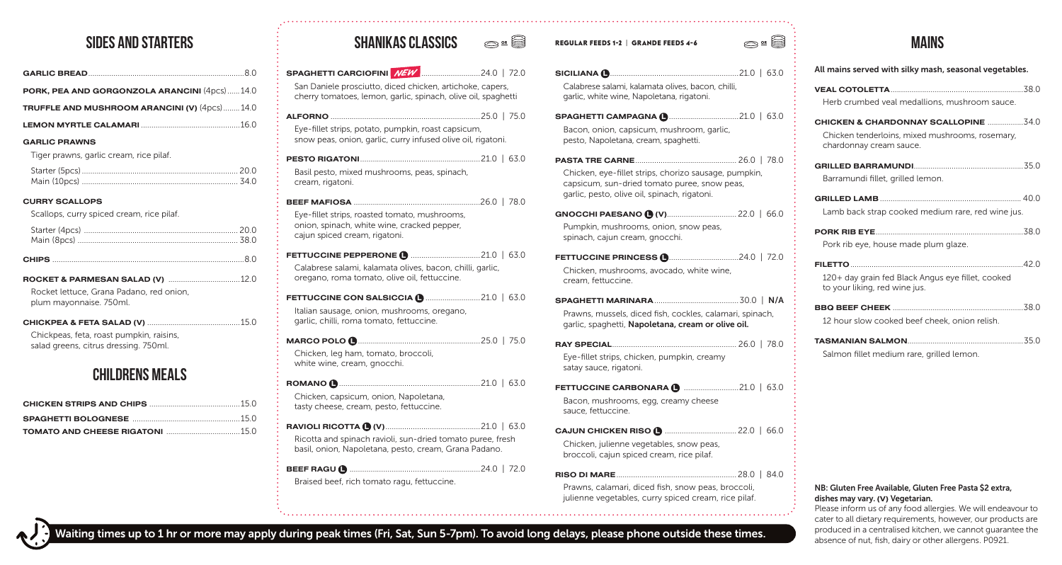# SIDES AND STARTERS

**GARLIC BREAD** ... 8.0

**PORK, PEA AND GORGONZOLA ARANCINI** (4pcs) ... 14.0

**TRUFFLE AND MUSHROOM ARANCINI (V)** (4pcs) ... 14.0

**LEMON MYRTLE CALAMARI** ... 16.0

**GARLIC PRAWNS**

Tiger prawns, garlic cream, rice pilaf.

Starter (5pcs) ... 20.0
Main (10pcs) ... 34.0

**CURRY SCALLOPS**

Scallops, curry spiced cream, rice pilaf.

Starter (4pcs) ... 20.0
Main (8pcs) ... 38.0

**CHIPS** ... 8.0

**ROCKET & PARMESAN SALAD (V)** ... 12.0

Rocket lettuce, Grana Padano, red onion, plum mayonnaise. 750ml.

**CHICKPEA & FETA SALAD (V)** ... 15.0

Chickpeas, feta, roast pumpkin, raisins, salad greens, citrus dressing. 750ml.

# CHILDRENS MEALS

**CHICKEN STRIPS AND CHIPS** ... 15.0

**SPAGHETTI BOLOGNESE** ... 15.0

**TOMATO AND CHEESE RIGATONI** ... 15.0

# SHANIKAS CLASSICS

REGULAR FEEDS 1-2 | GRANDE FEEDS 4-6

**SPAGHETTI CARCIOFINI** *NEW* ... 24.0 | 72.0

San Daniele prosciutto, diced chicken, artichoke, capers, cherry tomatoes, lemon, garlic, spinach, olive oil, spaghetti

**ALFORNO** ... 25.0 | 75.0

Eye-fillet strips, potato, pumpkin, roast capsicum, snow peas, onion, garlic, curry infused olive oil, rigatoni.

**PESTO RIGATONI** ... 21.0 | 63.0

Basil pesto, mixed mushrooms, peas, spinach, cream, rigatoni.

**BEEF MAFIOSA** ... 26.0 | 78.0

Eye-fillet strips, roasted tomato, mushrooms, onion, spinach, white wine, cracked pepper, cajun spiced cream, rigatoni.

**FETTUCCINE PEPPERONE** ... 21.0 | 63.0

Calabrese salami, kalamata olives, bacon, chilli, garlic, oregano, roma tomato, olive oil, fettuccine.

**FETTUCCINE CON SALSICCIA** ... 21.0 | 63.0

Italian sausage, onion, mushrooms, oregano, garlic, chilli, roma tomato, fettuccine.

**MARCO POLO** ... 25.0 | 75.0

Chicken, leg ham, tomato, broccoli, white wine, cream, gnocchi.

**ROMANO** ... 21.0 | 63.0

Chicken, capsicum, onion, Napoletana, tasty cheese, cream, pesto, fettuccine.

**RAVIOLI RICOTTA (V)** ... 21.0 | 63.0

Ricotta and spinach ravioli, sun-dried tomato puree, fresh basil, onion, Napoletana, pesto, cream, Grana Padano.

**BEEF RAGU** ... 24.0 | 72.0

Braised beef, rich tomato ragu, fettuccine.

**SICILIANA** ... 21.0 | 63.0

Calabrese salami, kalamata olives, bacon, chilli, garlic, white wine, Napoletana, rigatoni.

**SPAGHETTI CAMPAGNA** ... 21.0 | 63.0

Bacon, onion, capsicum, mushroom, garlic, pesto, Napoletana, cream, spaghetti.

**PASTA TRE CARNE** ... 26.0 | 78.0

Chicken, eye-fillet strips, chorizo sausage, pumpkin, capsicum, sun-dried tomato puree, snow peas, garlic, pesto, olive oil, spinach, rigatoni.

**GNOCCHI PAESANO (V)** ... 22.0 | 66.0

Pumpkin, mushrooms, onion, snow peas, spinach, cajun cream, gnocchi.

**FETTUCCINE PRINCESS** ... 24.0 | 72.0

Chicken, mushrooms, avocado, white wine, cream, fettuccine.

**SPAGHETTI MARINARA** ... 30.0 | N/A

Prawns, mussels, diced fish, cockles, calamari, spinach, garlic, spaghetti, **Napoletana, cream or olive oil.**

**RAY SPECIAL** ... 26.0 | 78.0

Eye-fillet strips, chicken, pumpkin, creamy satay sauce, rigatoni.

**FETTUCCINE CARBONARA** ... 21.0 | 63.0

Bacon, mushrooms, egg, creamy cheese sauce, fettuccine.

**CAJUN CHICKEN RISO** ... 22.0 | 66.0

Chicken, julienne vegetables, snow peas, broccoli, cajun spiced cream, rice pilaf.

**RISO DI MARE** ... 28.0 | 84.0

Prawns, calamari, diced fish, snow peas, broccoli, julienne vegetables, curry spiced cream, rice pilaf.

# MAINS

**All mains served with silky mash, seasonal vegetables.**

**VEAL COTOLETTA** ... 38.0

Herb crumbed veal medallions, mushroom sauce.

**CHICKEN & CHARDONNAY SCALLOPINE** ... 34.0

Chicken tenderloins, mixed mushrooms, rosemary, chardonnay cream sauce.

**GRILLED BARRAMUNDI** ... 35.0

Barramundi fillet, grilled lemon.

**GRILLED LAMB** ... 40.0

Lamb back strap cooked medium rare, red wine jus.

**PORK RIB EYE** ... 38.0

Pork rib eye, house made plum glaze.

**FILETTO** ... 42.0

120+ day grain fed Black Angus eye fillet, cooked to your liking, red wine jus.

**BBQ BEEF CHEEK** ... 38.0

12 hour slow cooked beef cheek, onion relish.

**TASMANIAN SALMON** ... 35.0

Salmon fillet medium rare, grilled lemon.

**NB: Gluten Free Available, Gluten Free Pasta $2 extra, dishes may vary. (V) Vegetarian.**

Please inform us of any food allergies. We will endeavour to cater to all dietary requirements, however, our products are produced in a centralised kitchen, we cannot guarantee the absence of nut, fish, dairy or other allergens. P0921.

**Waiting times up to 1 hr or more may apply during peak times (Fri, Sat, Sun 5-7pm). To avoid long delays, please phone outside these times.**